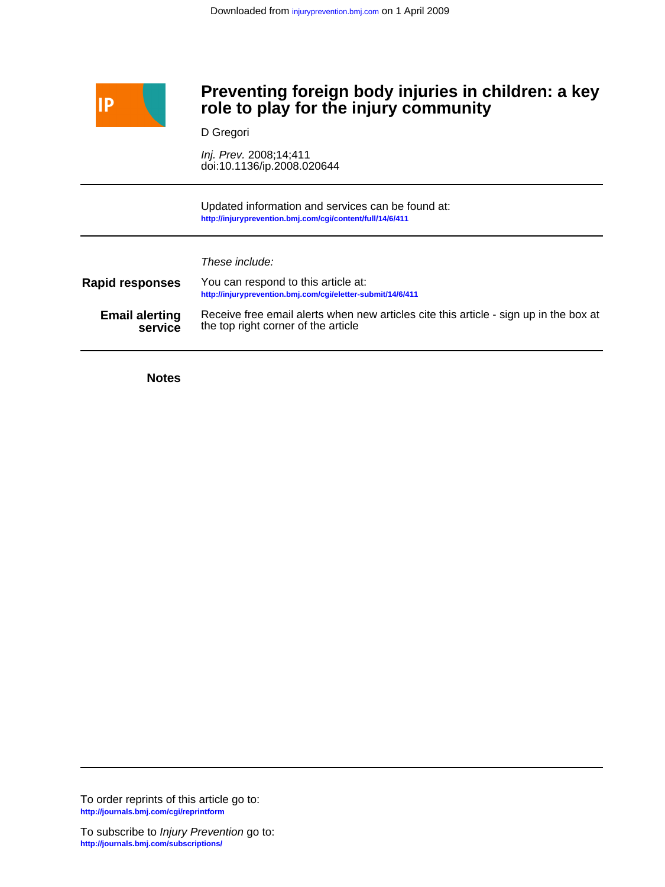Downloaded from injuryprevention.bmj.com on 1 April 2009

# Preventing foreign body injuries in children: a key role to play for the injury community

D Gregori

*Inj. Prev.* 2008;14;411
doi:10.1136/ip.2008.020644

Updated information and services can be found at:
http://injuryprevention.bmj.com/cgi/content/full/14/6/411

*These include:*

**Rapid responses**
You can respond to this article at:
http://injuryprevention.bmj.com/cgi/eletter-submit/14/6/411

**Email alerting service**
Receive free email alerts when new articles cite this article - sign up in the box at the top right corner of the article

**Notes**

To order reprints of this article go to:
http://journals.bmj.com/cgi/reprintform

To subscribe to *Injury Prevention* go to:
http://journals.bmj.com/subscriptions/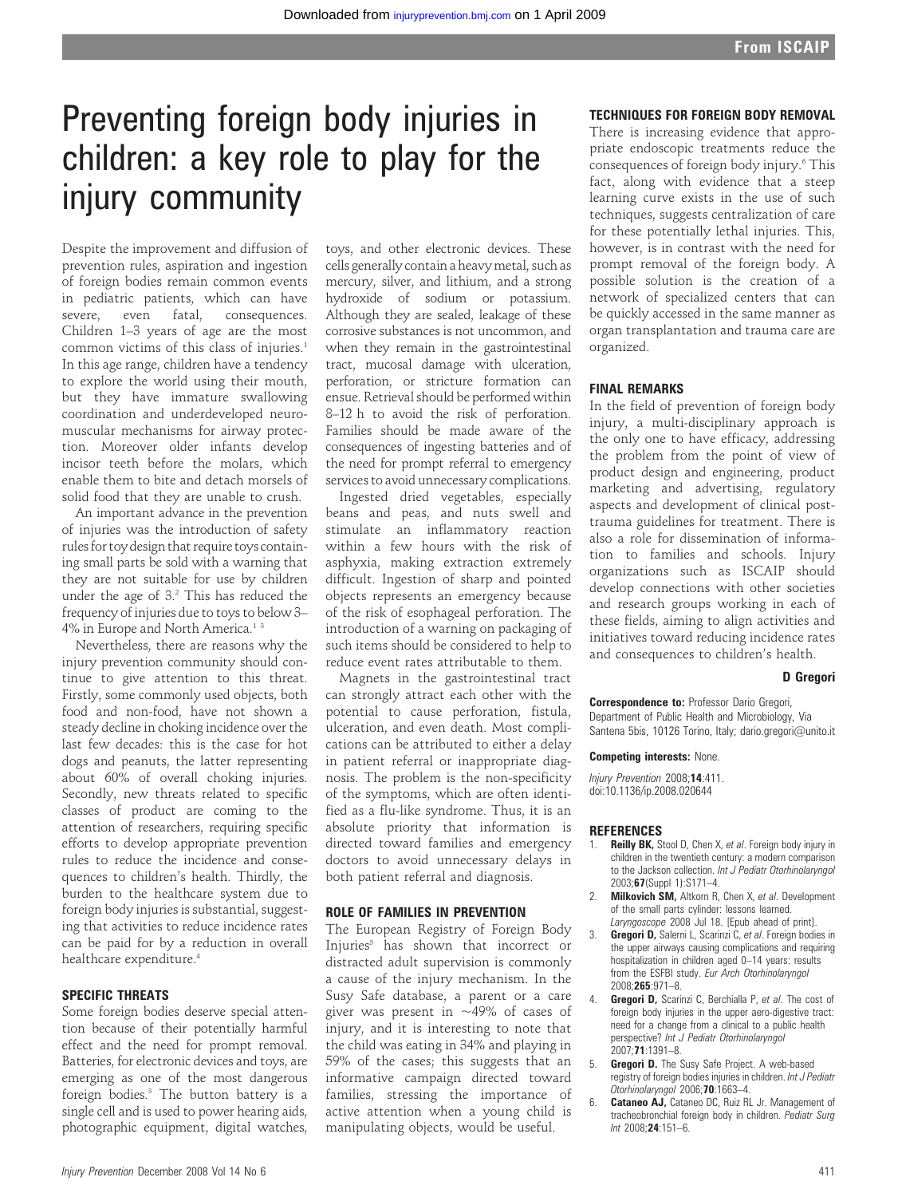# Preventing foreign body injuries in children: a key role to play for the injury community

Despite the improvement and diffusion of prevention rules, aspiration and ingestion of foreign bodies remain common events in pediatric patients, which can have severe, even fatal, consequences. Children 1–3 years of age are the most common victims of this class of injuries.[1] In this age range, children have a tendency to explore the world using their mouth, but they have immature swallowing coordination and underdeveloped neuromuscular mechanisms for airway protection. Moreover older infants develop incisor teeth before the molars, which enable them to bite and detach morsels of solid food that they are unable to crush.

An important advance in the prevention of injuries was the introduction of safety rules for toy design that require toys containing small parts be sold with a warning that they are not suitable for use by children under the age of 3.[2] This has reduced the frequency of injuries due to toys to below 3–4% in Europe and North America.[1 3]

Nevertheless, there are reasons why the injury prevention community should continue to give attention to this threat. Firstly, some commonly used objects, both food and non-food, have not shown a steady decline in choking incidence over the last few decades: this is the case for hot dogs and peanuts, the latter representing about 60% of overall choking injuries. Secondly, new threats related to specific classes of product are coming to the attention of researchers, requiring specific efforts to develop appropriate prevention rules to reduce the incidence and consequences to children's health. Thirdly, the burden to the healthcare system due to foreign body injuries is substantial, suggesting that activities to reduce incidence rates can be paid for by a reduction in overall healthcare expenditure.[4]

## SPECIFIC THREATS

Some foreign bodies deserve special attention because of their potentially harmful effect and the need for prompt removal. Batteries, for electronic devices and toys, are emerging as one of the most dangerous foreign bodies.[3] The button battery is a single cell and is used to power hearing aids, photographic equipment, digital watches, toys, and other electronic devices. These cells generally contain a heavy metal, such as mercury, silver, and lithium, and a strong hydroxide of sodium or potassium. Although they are sealed, leakage of these corrosive substances is not uncommon, and when they remain in the gastrointestinal tract, mucosal damage with ulceration, perforation, or stricture formation can ensue. Retrieval should be performed within 8–12 h to avoid the risk of perforation. Families should be made aware of the consequences of ingesting batteries and of the need for prompt referral to emergency services to avoid unnecessary complications.

Ingested dried vegetables, especially beans and peas, and nuts swell and stimulate an inflammatory reaction within a few hours with the risk of asphyxia, making extraction extremely difficult. Ingestion of sharp and pointed objects represents an emergency because of the risk of esophageal perforation. The introduction of a warning on packaging of such items should be considered to help to reduce event rates attributable to them.

Magnets in the gastrointestinal tract can strongly attract each other with the potential to cause perforation, fistula, ulceration, and even death. Most complications can be attributed to either a delay in patient referral or inappropriate diagnosis. The problem is the non-specificity of the symptoms, which are often identified as a flu-like syndrome. Thus, it is an absolute priority that information is directed toward families and emergency doctors to avoid unnecessary delays in both patient referral and diagnosis.

## ROLE OF FAMILIES IN PREVENTION

The European Registry of Foreign Body Injuries[5] has shown that incorrect or distracted adult supervision is commonly a cause of the injury mechanism. In the Susy Safe database, a parent or a care giver was present in ~49% of cases of injury, and it is interesting to note that the child was eating in 34% and playing in 59% of the cases; this suggests that an informative campaign directed toward families, stressing the importance of active attention when a young child is manipulating objects, would be useful.

## TECHNIQUES FOR FOREIGN BODY REMOVAL

There is increasing evidence that appropriate endoscopic treatments reduce the consequences of foreign body injury.[6] This fact, along with evidence that a steep learning curve exists in the use of such techniques, suggests centralization of care for these potentially lethal injuries. This, however, is in contrast with the need for prompt removal of the foreign body. A possible solution is the creation of a network of specialized centers that can be quickly accessed in the same manner as organ transplantation and trauma care are organized.

## FINAL REMARKS

In the field of prevention of foreign body injury, a multi-disciplinary approach is the only one to have efficacy, addressing the problem from the point of view of product design and engineering, product marketing and advertising, regulatory aspects and development of clinical post-trauma guidelines for treatment. There is also a role for dissemination of information to families and schools. Injury organizations such as ISCAIP should develop connections with other societies and research groups working in each of these fields, aiming to align activities and initiatives toward reducing incidence rates and consequences to children's health.

**D Gregori**

**Correspondence to:** Professor Dario Gregori, Department of Public Health and Microbiology, Via Santena 5bis, 10126 Torino, Italy; dario.gregori@unito.it

**Competing interests:** None.

*Injury Prevention* 2008;**14**:411. doi:10.1136/ip.2008.020644

## REFERENCES

1. **Reilly BK,** Stool D, Chen X, *et al*. Foreign body injury in children in the twentieth century: a modern comparison to the Jackson collection. *Int J Pediatr Otorhinolaryngol* 2003;**67**(Suppl 1):S171–4.
2. **Milkovich SM,** Altkorn R, Chen X, *et al*. Development of the small parts cylinder: lessons learned. *Laryngoscope* 2008 Jul 18. [Epub ahead of print].
3. **Gregori D,** Salerni L, Scarinzi C, *et al*. Foreign bodies in the upper airways causing complications and requiring hospitalization in children aged 0–14 years: results from the ESFBI study. *Eur Arch Otorhinolaryngol* 2008;**265**:971–8.
4. **Gregori D,** Scarinzi C, Berchialla P, *et al*. The cost of foreign body injuries in the upper aero-digestive tract: need for a change from a clinical to a public health perspective? *Int J Pediatr Otorhinolaryngol* 2007;**71**:1391–8.
5. **Gregori D.** The Susy Safe Project. A web-based registry of foreign bodies injuries in children. *Int J Pediatr Otorhinolaryngol* 2006;**70**:1663–4.
6. **Cataneo AJ,** Cataneo DC, Ruiz RL Jr. Management of tracheobronchial foreign body in children. *Pediatr Surg Int* 2008;**24**:151–6.